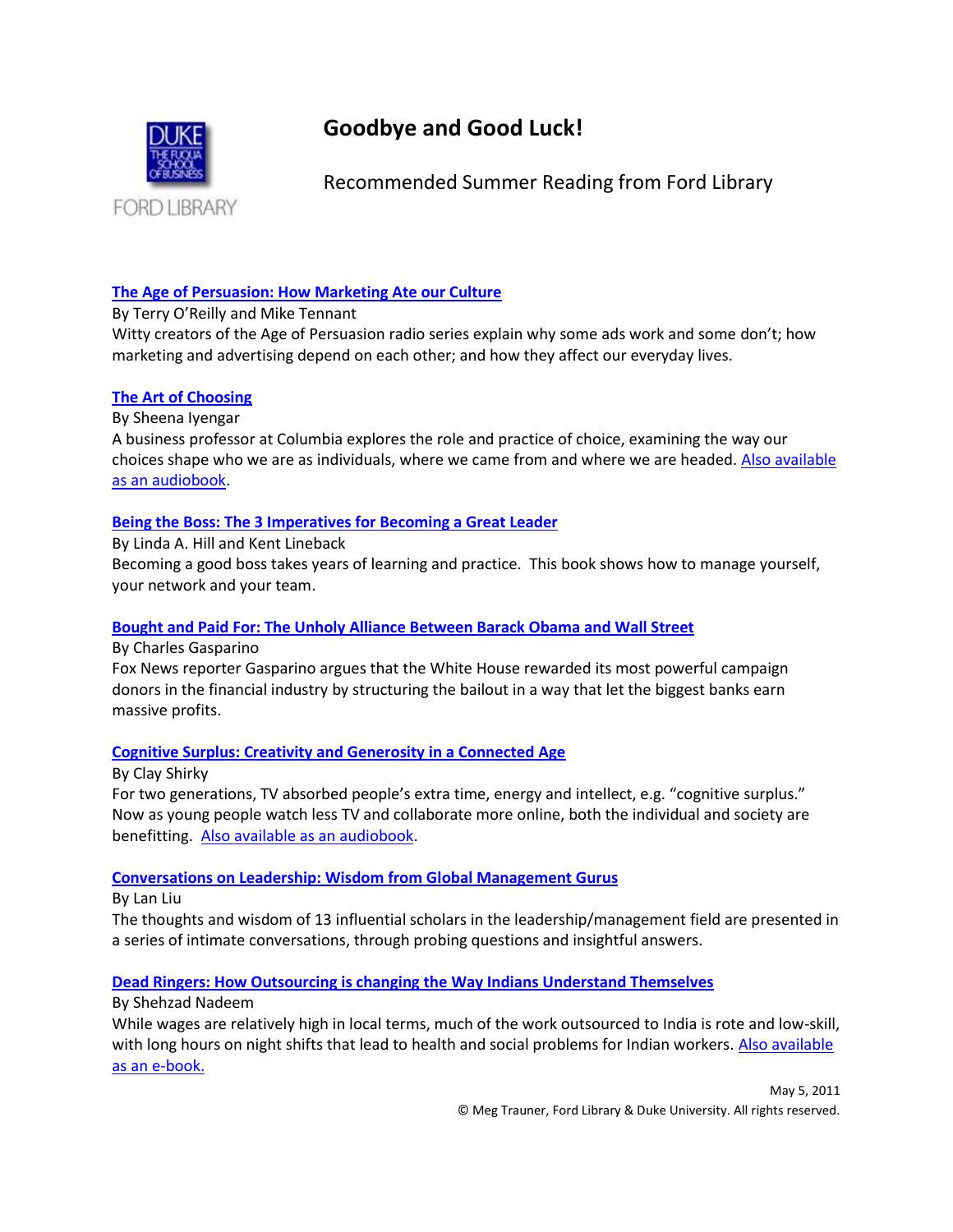FORD LIBRARY

# Goodbye and Good Luck!

Recommended Summer Reading from Ford Library

**The Age of Persuasion: How Marketing Ate our Culture**
By Terry O'Reilly and Mike Tennant
Witty creators of the Age of Persuasion radio series explain why some ads work and some don't; how marketing and advertising depend on each other; and how they affect our everyday lives.

**The Art of Choosing**
By Sheena Iyengar
A business professor at Columbia explores the role and practice of choice, examining the way our choices shape who we are as individuals, where we came from and where we are headed. Also available as an audiobook.

**Being the Boss: The 3 Imperatives for Becoming a Great Leader**
By Linda A. Hill and Kent Lineback
Becoming a good boss takes years of learning and practice. This book shows how to manage yourself, your network and your team.

**Bought and Paid For: The Unholy Alliance Between Barack Obama and Wall Street**
By Charles Gasparino
Fox News reporter Gasparino argues that the White House rewarded its most powerful campaign donors in the financial industry by structuring the bailout in a way that let the biggest banks earn massive profits.

**Cognitive Surplus: Creativity and Generosity in a Connected Age**
By Clay Shirky
For two generations, TV absorbed people's extra time, energy and intellect, e.g. "cognitive surplus." Now as young people watch less TV and collaborate more online, both the individual and society are benefitting. Also available as an audiobook.

**Conversations on Leadership: Wisdom from Global Management Gurus**
By Lan Liu
The thoughts and wisdom of 13 influential scholars in the leadership/management field are presented in a series of intimate conversations, through probing questions and insightful answers.

**Dead Ringers: How Outsourcing is changing the Way Indians Understand Themselves**
By Shehzad Nadeem
While wages are relatively high in local terms, much of the work outsourced to India is rote and low-skill, with long hours on night shifts that lead to health and social problems for Indian workers. Also available as an e-book.

May 5, 2011
© Meg Trauner, Ford Library & Duke University. All rights reserved.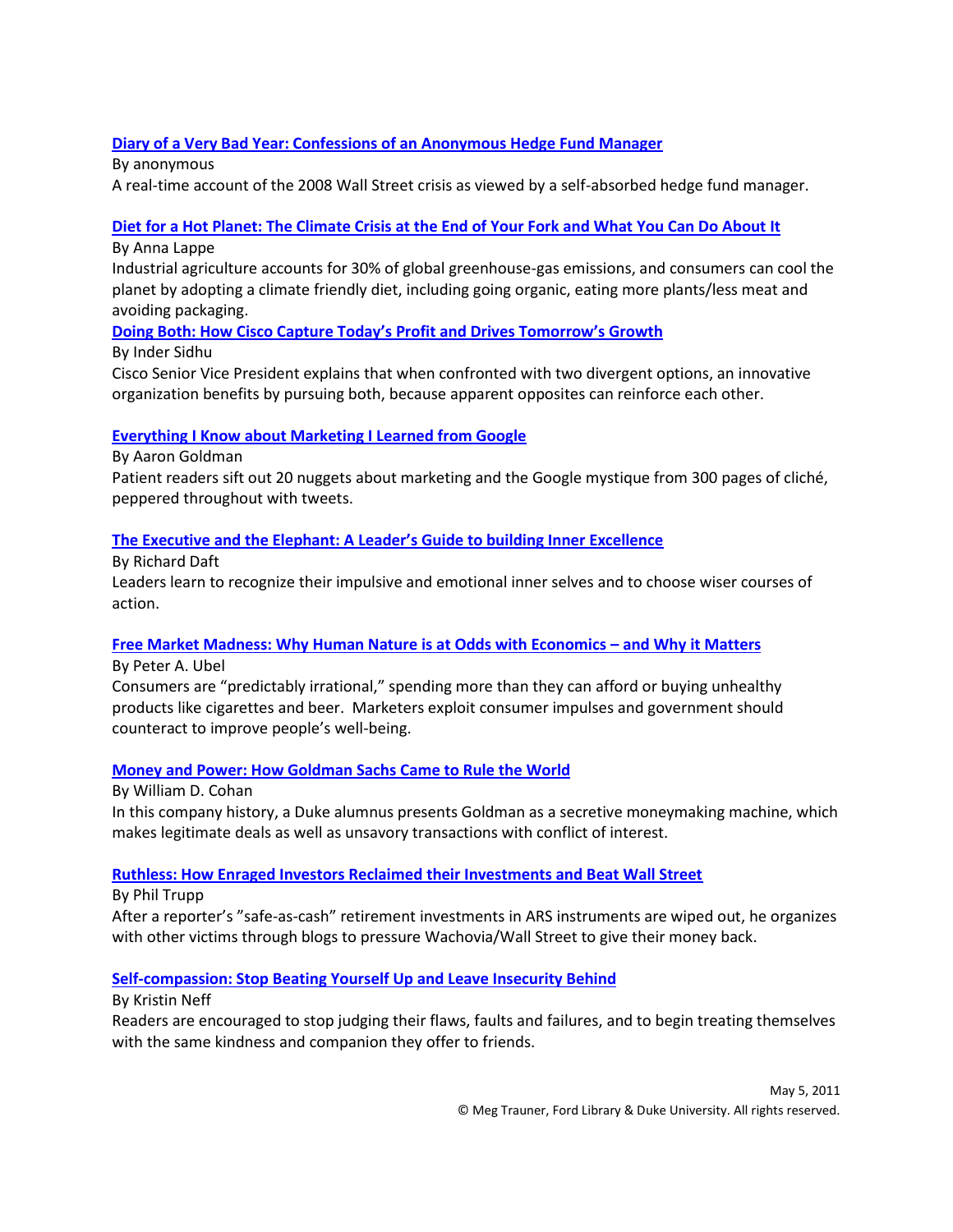**Diary of a Very Bad Year: Confessions of an Anonymous Hedge Fund Manager**

By anonymous

A real-time account of the 2008 Wall Street crisis as viewed by a self-absorbed hedge fund manager.

**Diet for a Hot Planet: The Climate Crisis at the End of Your Fork and What You Can Do About It**

By Anna Lappe

Industrial agriculture accounts for 30% of global greenhouse-gas emissions, and consumers can cool the planet by adopting a climate friendly diet, including going organic, eating more plants/less meat and avoiding packaging.

**Doing Both: How Cisco Capture Today's Profit and Drives Tomorrow's Growth**

By Inder Sidhu

Cisco Senior Vice President explains that when confronted with two divergent options, an innovative organization benefits by pursuing both, because apparent opposites can reinforce each other.

**Everything I Know about Marketing I Learned from Google**

By Aaron Goldman

Patient readers sift out 20 nuggets about marketing and the Google mystique from 300 pages of cliché, peppered throughout with tweets.

**The Executive and the Elephant: A Leader's Guide to building Inner Excellence**

By Richard Daft

Leaders learn to recognize their impulsive and emotional inner selves and to choose wiser courses of action.

**Free Market Madness: Why Human Nature is at Odds with Economics – and Why it Matters**

By Peter A. Ubel

Consumers are "predictably irrational," spending more than they can afford or buying unhealthy products like cigarettes and beer. Marketers exploit consumer impulses and government should counteract to improve people's well-being.

**Money and Power: How Goldman Sachs Came to Rule the World**

By William D. Cohan

In this company history, a Duke alumnus presents Goldman as a secretive moneymaking machine, which makes legitimate deals as well as unsavory transactions with conflict of interest.

**Ruthless: How Enraged Investors Reclaimed their Investments and Beat Wall Street**

By Phil Trupp

After a reporter's "safe-as-cash" retirement investments in ARS instruments are wiped out, he organizes with other victims through blogs to pressure Wachovia/Wall Street to give their money back.

**Self-compassion: Stop Beating Yourself Up and Leave Insecurity Behind**

By Kristin Neff

Readers are encouraged to stop judging their flaws, faults and failures, and to begin treating themselves with the same kindness and companion they offer to friends.

May 5, 2011

© Meg Trauner, Ford Library & Duke University. All rights reserved.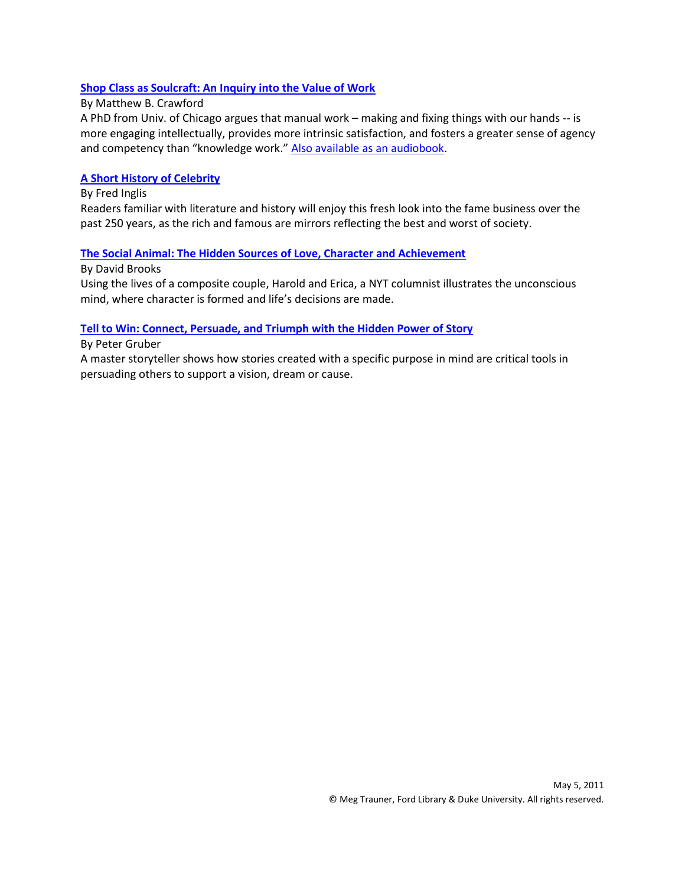**Shop Class as Soulcraft: An Inquiry into the Value of Work**

By Matthew B. Crawford

A PhD from Univ. of Chicago argues that manual work – making and fixing things with our hands -- is more engaging intellectually, provides more intrinsic satisfaction, and fosters a greater sense of agency and competency than "knowledge work." Also available as an audiobook.

**A Short History of Celebrity**

By Fred Inglis

Readers familiar with literature and history will enjoy this fresh look into the fame business over the past 250 years, as the rich and famous are mirrors reflecting the best and worst of society.

**The Social Animal: The Hidden Sources of Love, Character and Achievement**

By David Brooks

Using the lives of a composite couple, Harold and Erica, a NYT columnist illustrates the unconscious mind, where character is formed and life's decisions are made.

**Tell to Win: Connect, Persuade, and Triumph with the Hidden Power of Story**

By Peter Gruber

A master storyteller shows how stories created with a specific purpose in mind are critical tools in persuading others to support a vision, dream or cause.

May 5, 2011

© Meg Trauner, Ford Library & Duke University. All rights reserved.